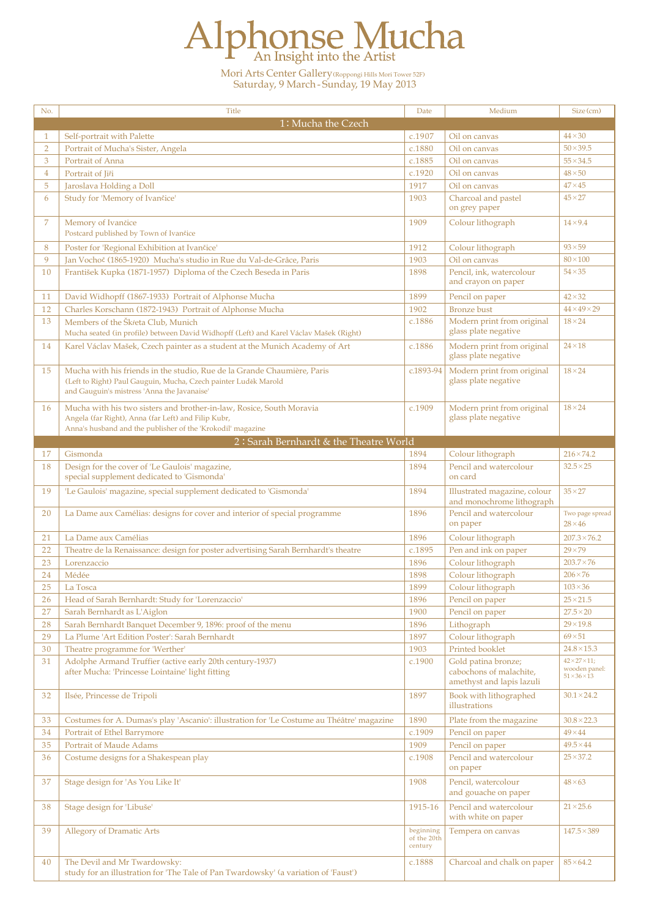# Alphonse Mucha

## An Insight into the Artist

Mori Arts Center Gallery (Roppongi Hills Mori Tower 52F)
Saturday, 9 March - Sunday, 19 May 2013

| No. | Title | Date | Medium | Size (cm) |
|---|---|---|---|---|
| | **1 : Mucha the Czech** | | | |
| 1 | Self-portrait with Palette | c.1907 | Oil on canvas | 44×30 |
| 2 | Portrait of Mucha's Sister, Angela | c.1880 | Oil on canvas | 50×39.5 |
| 3 | Portrait of Anna | c.1885 | Oil on canvas | 55×34.5 |
| 4 | Portrait of Jiři | c.1920 | Oil on canvas | 48×50 |
| 5 | Jaroslava Holding a Doll | 1917 | Oil on canvas | 47×45 |
| 6 | Study for 'Memory of Ivančice' | 1903 | Charcoal and pastel on grey paper | 45×27 |
| 7 | Memory of Ivančice<br>Postcard published by Town of Ivančice | 1909 | Colour lithograph | 14×9.4 |
| 8 | Poster for 'Regional Exhibition at Ivančice' | 1912 | Colour lithograph | 93×59 |
| 9 | Jan Vochoč (1865-1920) Mucha's studio in Rue du Val-de-Grâce, Paris | 1903 | Oil on canvas | 80×100 |
| 10 | František Kupka (1871-1957) Diploma of the Czech Beseda in Paris | 1898 | Pencil, ink, watercolour and crayon on paper | 54×35 |
| 11 | David Widhopff (1867-1933) Portrait of Alphonse Mucha | 1899 | Pencil on paper | 42×32 |
| 12 | Charles Korschann (1872-1943) Portrait of Alphonse Mucha | 1902 | Bronze bust | 44×49×29 |
| 13 | Members of the Škreta Club, Munich<br>Mucha seated (in profile) between David Widhopff (Left) and Karel Václav Mašek (Right) | c.1886 | Modern print from original glass plate negative | 18×24 |
| 14 | Karel Václav Mašek, Czech painter as a student at the Munich Academy of Art | c.1886 | Modern print from original glass plate negative | 24×18 |
| 15 | Mucha with his friends in the studio, Rue de la Grande Chaumière, Paris<br>(Left to Right) Paul Gauguin, Mucha, Czech painter Luděk Marold<br>and Gauguin's mistress 'Anna the Javanaise' | c.1893-94 | Modern print from original glass plate negative | 18×24 |
| 16 | Mucha with his two sisters and brother-in-law, Rosice, South Moravia<br>Angela (far Right), Anna (far Left) and Filip Kubr,<br>Anna's husband and the publisher of the 'Krokodil' magazine | c.1909 | Modern print from original glass plate negative | 18×24 |
| | **2 : Sarah Bernhardt & the Theatre World** | | | |
| 17 | Gismonda | 1894 | Colour lithograph | 216×74.2 |
| 18 | Design for the cover of 'Le Gaulois' magazine,<br>special supplement dedicated to 'Gismonda' | 1894 | Pencil and watercolour on card | 32.5×25 |
| 19 | 'Le Gaulois' magazine, special supplement dedicated to 'Gismonda' | 1894 | Illustrated magazine, colour and monochrome lithograph | 35×27 |
| 20 | La Dame aux Camélias: designs for cover and interior of special programme | 1896 | Pencil and watercolour on paper | Two page spread 28×46 |
| 21 | La Dame aux Camélias | 1896 | Colour lithograph | 207.3×76.2 |
| 22 | Theatre de la Renaissance: design for poster advertising Sarah Bernhardt's theatre | c.1895 | Pen and ink on paper | 29×79 |
| 23 | Lorenzaccio | 1896 | Colour lithograph | 203.7×76 |
| 24 | Médée | 1898 | Colour lithograph | 206×76 |
| 25 | La Tosca | 1899 | Colour lithograph | 103×36 |
| 26 | Head of Sarah Bernhardt: Study for 'Lorenzaccio' | 1896 | Pencil on paper | 25×21.5 |
| 27 | Sarah Bernhardt as L'Aiglon | 1900 | Pencil on paper | 27.5×20 |
| 28 | Sarah Bernhardt Banquet December 9, 1896: proof of the menu | 1896 | Lithograph | 29×19.8 |
| 29 | La Plume 'Art Edition Poster': Sarah Bernhardt | 1897 | Colour lithograph | 69×51 |
| 30 | Theatre programme for 'Werther' | 1903 | Printed booklet | 24.8×15.3 |
| 31 | Adolphe Armand Truffier (active early 20th century-1937)<br>after Mucha: 'Princesse Lointaine' light fitting | c.1900 | Gold patina bronze; cabochons of malachite, amethyst and lapis lazuli | 42×27×11; wooden panel: 51×36×13 |
| 32 | Ilsée, Princesse de Tripoli | 1897 | Book with lithographed illustrations | 30.1×24.2 |
| 33 | Costumes for A. Dumas's play 'Ascanio': illustration for 'Le Costume au Théâtre' magazine | 1890 | Plate from the magazine | 30.8×22.3 |
| 34 | Portrait of Ethel Barrymore | c.1909 | Pencil on paper | 49×44 |
| 35 | Portrait of Maude Adams | 1909 | Pencil on paper | 49.5×44 |
| 36 | Costume designs for a Shakespean play | c.1908 | Pencil and watercolour on paper | 25×37.2 |
| 37 | Stage design for 'As You Like It' | 1908 | Pencil, watercolour and gouache on paper | 48×63 |
| 38 | Stage design for 'Libuše' | 1915-16 | Pencil and watercolour with white on paper | 21×25.6 |
| 39 | Allegory of Dramatic Arts | beginning of the 20th century | Tempera on canvas | 147.5×389 |
| 40 | The Devil and Mr Twardowsky:<br>study for an illustration for 'The Tale of Pan Twardowsky' (a variation of 'Faust') | c.1888 | Charcoal and chalk on paper | 85×64.2 |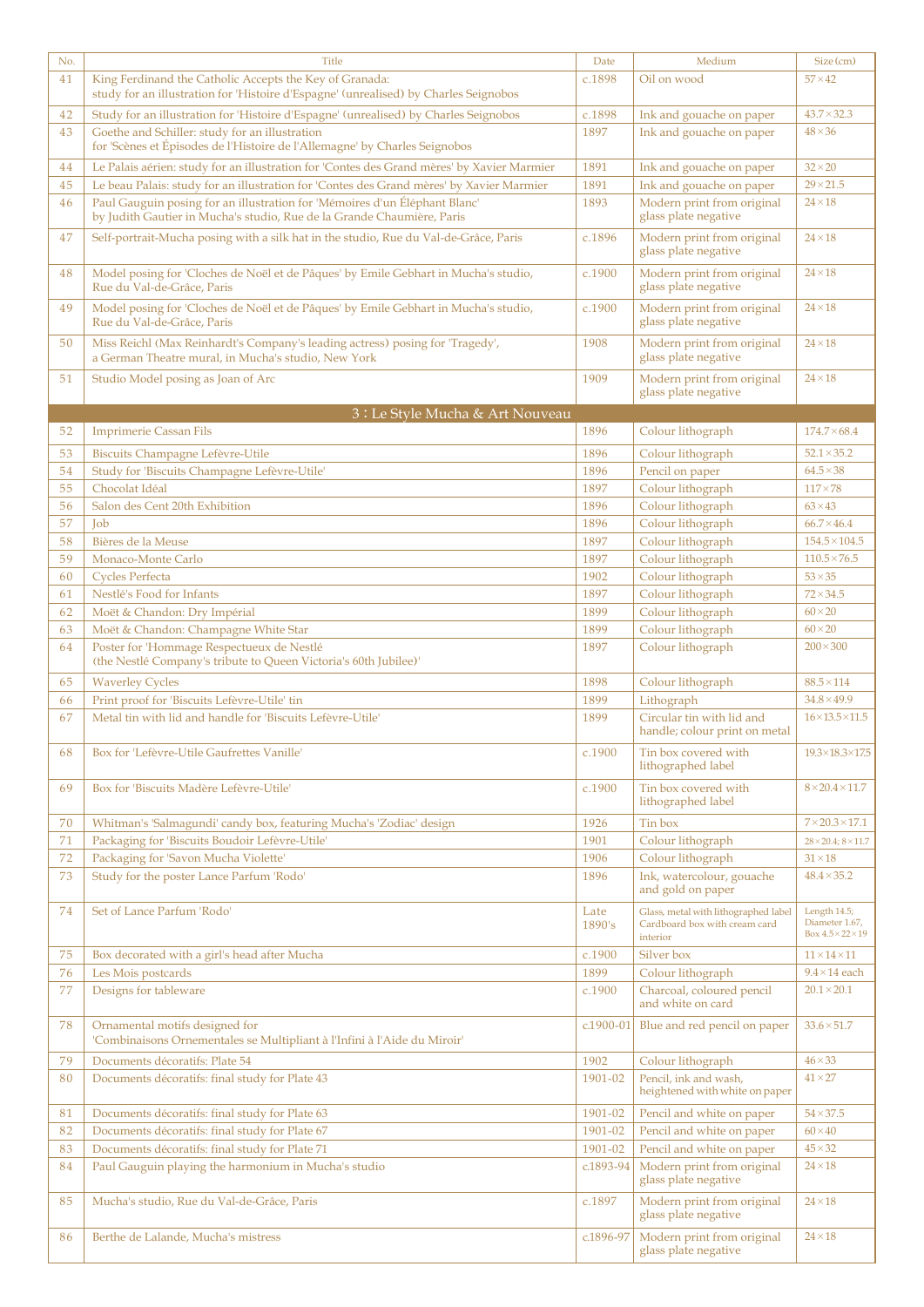| No. | Title | Date | Medium | Size (cm) |
|---|---|---|---|---|
| 41 | King Ferdinand the Catholic Accepts the Key of Granada: study for an illustration for 'Histoire d'Espagne' (unrealised) by Charles Seignobos | c.1898 | Oil on wood | 57×42 |
| 42 | Study for an illustration for 'Histoire d'Espagne' (unrealised) by Charles Seignobos | c.1898 | Ink and gouache on paper | 43.7×32.3 |
| 43 | Goethe and Schiller: study for an illustration for 'Scènes et Épisodes de l'Histoire de l'Allemagne' by Charles Seignobos | 1897 | Ink and gouache on paper | 48×36 |
| 44 | Le Palais aérien: study for an illustration for 'Contes des Grand mères' by Xavier Marmier | 1891 | Ink and gouache on paper | 32×20 |
| 45 | Le beau Palais: study for an illustration for 'Contes des Grand mères' by Xavier Marmier | 1891 | Ink and gouache on paper | 29×21.5 |
| 46 | Paul Gauguin posing for an illustration for 'Mémoires d'un Éléphant Blanc' by Judith Gautier in Mucha's studio, Rue de la Grande Chaumière, Paris | 1893 | Modern print from original glass plate negative | 24×18 |
| 47 | Self-portrait-Mucha posing with a silk hat in the studio, Rue du Val-de-Grâce, Paris | c.1896 | Modern print from original glass plate negative | 24×18 |
| 48 | Model posing for 'Cloches de Noël et de Pâques' by Emile Gebhart in Mucha's studio, Rue du Val-de-Grâce, Paris | c.1900 | Modern print from original glass plate negative | 24×18 |
| 49 | Model posing for 'Cloches de Noël et de Pâques' by Emile Gebhart in Mucha's studio, Rue du Val-de-Grâce, Paris | c.1900 | Modern print from original glass plate negative | 24×18 |
| 50 | Miss Reichl (Max Reinhardt's Company's leading actress) posing for 'Tragedy', a German Theatre mural, in Mucha's studio, New York | 1908 | Modern print from original glass plate negative | 24×18 |
| 51 | Studio Model posing as Joan of Arc | 1909 | Modern print from original glass plate negative | 24×18 |
| | **3 : Le Style Mucha & Art Nouveau** | | | |
| 52 | Imprimerie Cassan Fils | 1896 | Colour lithograph | 174.7×68.4 |
| 53 | Biscuits Champagne Lefèvre-Utile | 1896 | Colour lithograph | 52.1×35.2 |
| 54 | Study for 'Biscuits Champagne Lefèvre-Utile' | 1896 | Pencil on paper | 64.5×38 |
| 55 | Chocolat Idéal | 1897 | Colour lithograph | 117×78 |
| 56 | Salon des Cent 20th Exhibition | 1896 | Colour lithograph | 63×43 |
| 57 | Job | 1896 | Colour lithograph | 66.7×46.4 |
| 58 | Bières de la Meuse | 1897 | Colour lithograph | 154.5×104.5 |
| 59 | Monaco-Monte Carlo | 1897 | Colour lithograph | 110.5×76.5 |
| 60 | Cycles Perfecta | 1902 | Colour lithograph | 53×35 |
| 61 | Nestlé's Food for Infants | 1897 | Colour lithograph | 72×34.5 |
| 62 | Moët & Chandon: Dry Impérial | 1899 | Colour lithograph | 60×20 |
| 63 | Moët & Chandon: Champagne White Star | 1899 | Colour lithograph | 60×20 |
| 64 | Poster for 'Hommage Respectueux de Nestlé (the Nestlé Company's tribute to Queen Victoria's 60th Jubilee)' | 1897 | Colour lithograph | 200×300 |
| 65 | Waverley Cycles | 1898 | Colour lithograph | 88.5×114 |
| 66 | Print proof for 'Biscuits Lefèvre-Utile' tin | 1899 | Lithograph | 34.8×49.9 |
| 67 | Metal tin with lid and handle for 'Biscuits Lefèvre-Utile' | 1899 | Circular tin with lid and handle; colour print on metal | 16×13.5×11.5 |
| 68 | Box for 'Lefèvre-Utile Gaufrettes Vanille' | c.1900 | Tin box covered with lithographed label | 19.3×18.3×17.5 |
| 69 | Box for 'Biscuits Madère Lefèvre-Utile' | c.1900 | Tin box covered with lithographed label | 8×20.4×11.7 |
| 70 | Whitman's 'Salmagundi' candy box, featuring Mucha's 'Zodiac' design | 1926 | Tin box | 7×20.3×17.1 |
| 71 | Packaging for 'Biscuits Boudoir Lefèvre-Utile' | 1901 | Colour lithograph | 28×20.4; 8×11.7 |
| 72 | Packaging for 'Savon Mucha Violette' | 1906 | Colour lithograph | 31×18 |
| 73 | Study for the poster Lance Parfum 'Rodo' | 1896 | Ink, watercolour, gouache and gold on paper | 48.4×35.2 |
| 74 | Set of Lance Parfum 'Rodo' | Late 1890's | Glass, metal with lithographed label Cardboard box with cream card interior | Length 14.5; Diameter 1.67, Box 4.5×22×19 |
| 75 | Box decorated with a girl's head after Mucha | c.1900 | Silver box | 11×14×11 |
| 76 | Les Mois postcards | 1899 | Colour lithograph | 9.4×14 each |
| 77 | Designs for tableware | c.1900 | Charcoal, coloured pencil and white on card | 20.1×20.1 |
| 78 | Ornamental motifs designed for 'Combinaisons Ornementales se Multipliant à l'Infini à l'Aide du Miroir' | c.1900-01 | Blue and red pencil on paper | 33.6×51.7 |
| 79 | Documents décoratifs: Plate 54 | 1902 | Colour lithograph | 46×33 |
| 80 | Documents décoratifs: final study for Plate 43 | 1901-02 | Pencil, ink and wash, heightened with white on paper | 41×27 |
| 81 | Documents décoratifs: final study for Plate 63 | 1901-02 | Pencil and white on paper | 54×37.5 |
| 82 | Documents décoratifs: final study for Plate 67 | 1901-02 | Pencil and white on paper | 60×40 |
| 83 | Documents décoratifs: final study for Plate 71 | 1901-02 | Pencil and white on paper | 45×32 |
| 84 | Paul Gauguin playing the harmonium in Mucha's studio | c.1893-94 | Modern print from original glass plate negative | 24×18 |
| 85 | Mucha's studio, Rue du Val-de-Grâce, Paris | c.1897 | Modern print from original glass plate negative | 24×18 |
| 86 | Berthe de Lalande, Mucha's mistress | c.1896-97 | Modern print from original glass plate negative | 24×18 |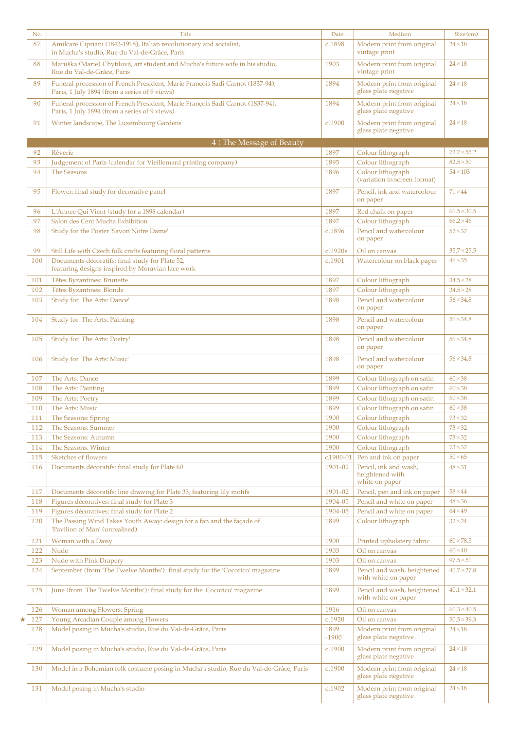| No. | Title | Date | Medium | Size (cm) |
|---|---|---|---|---|
| 87 | Amilcare Cipriani (1843-1918), Italian revolutionary and socialist, in Mucha's studio, Rue du Val-de-Grâce, Paris | c.1898 | Modern print from original vintage print | 24×18 |
| 88 | Maruška (Marie) Chytilová, art student and Mucha's future wife in his studio, Rue du Val-de-Grâce, Paris | 1903 | Modern print from original vintage print | 24×18 |
| 89 | Funeral procession of French President, Marie François Sadi Carnot (1837-94), Paris, 1 July 1894 (from a series of 9 views) | 1894 | Modern print from original glass plate negative | 24×18 |
| 90 | Funeral procession of French President, Marie François Sadi Carnot (1837-94), Paris, 1 July 1894 (from a series of 9 views) | 1894 | Modern print from original glass plate negative | 24×18 |
| 91 | Winter landscape, The Luxembourg Gardens | c.1900 | Modern print from original glass plate negative | 24×18 |
| | **4 : The Message of Beauty** | | | |
| 92 | Rêverie | 1897 | Colour lithograph | 72.7×55.2 |
| 93 | Judgement of Paris (calendar for Vieillemard printing company) | 1895 | Colour lithograph | 82.5×50 |
| 94 | The Seasons | 1896 | Colour lithograph (variation in screen format) | 54×103 |
| 95 | Flower: final study for decorative panel | 1897 | Pencil, ink and watercolour on paper | 71×44 |
| 96 | L'Annee Qui Vient (study for a 1898 calendar) | 1897 | Red chalk on paper | 66.5×30.5 |
| 97 | Salon des Cent Mucha Exhibition | 1897 | Colour lithograph | 66.2×46 |
| 98 | Study for the Poster 'Savon Notre Dame' | c.1896 | Pencil and watercolour on paper | 52×37 |
| 99 | Still Life with Czech folk crafts featuring floral patterns | c.1920s | Oil on canvas | 35.7×25.5 |
| 100 | Documents décoratifs: final study for Plate 52, featuring designs inspired by Moravian lace work | c.1901 | Watercolour on black paper | 46×35 |
| 101 | Têtes Byzantines: Brunette | 1897 | Colour lithograph | 34.5×28 |
| 102 | Têtes Byzantines: Blonde | 1897 | Colour lithograph | 34.5×28 |
| 103 | Study for 'The Arts: Dance' | 1898 | Pencil and watercolour on paper | 56×34.8 |
| 104 | Study for 'The Arts: Painting' | 1898 | Pencil and watercolour on paper | 56×34.8 |
| 105 | Study for 'The Arts: Poetry' | 1898 | Pencil and watercolour on paper | 56×34.8 |
| 106 | Study for 'The Arts: Music' | 1898 | Pencil and watercolour on paper | 56×34.8 |
| 107 | The Arts: Dance | 1899 | Colour lithograph on satin | 60×38 |
| 108 | The Arts: Painting | 1899 | Colour lithograph on satin | 60×38 |
| 109 | The Arts: Poetry | 1899 | Colour lithograph on satin | 60×38 |
| 110 | The Arts: Music | 1899 | Colour lithograph on satin | 60×38 |
| 111 | The Seasons: Spring | 1900 | Colour lithograph | 73×32 |
| 112 | The Seasons: Summer | 1900 | Colour lithograph | 73×32 |
| 113 | The Seasons: Autumn | 1900 | Colour lithograph | 73×32 |
| 114 | The Seasons: Winter | 1900 | Colour lithograph | 73×32 |
| 115 | Sketches of flowers | c.1900-01 | Pen and ink on paper | 50×65 |
| 116 | Documents décoratifs: final study for Plate 60 | 1901-02 | Pencil, ink and wash, heightened with white on paper | 48×31 |
| 117 | Documents décoratifs: line drawing for Plate 33, featuring lily motifs | 1901-02 | Pencil, pen and ink on paper | 58×44 |
| 118 | Figures décoratives: final study for Plate 3 | 1904-05 | Pencil and white on paper | 48×36 |
| 119 | Figures décoratives: final study for Plate 2 | 1904-05 | Pencil and white on paper | 64×49 |
| 120 | The Passing Wind Takes Youth Away: design for a fan and the façade of 'Pavilion of Man' (unrealised) | 1899 | Colour lithograph | 32×24 |
| 121 | Woman with a Daisy | 1900 | Printed upholstery fabric | 60×78.5 |
| 122 | Nude | 1903 | Oil on canvas | 60×40 |
| 123 | Nude with Pink Drapery | 1903 | Oil on canvas | 97.5×51 |
| 124 | September (from 'The Twelve Months'): final study for the 'Cocorico' magazine | 1899 | Pencil and wash, heightened with white on paper | 40.7×27.8 |
| 125 | June (from 'The Twelve Months'): final study for the 'Cocorico' magazine | 1899 | Pencil and wash, heightened with white on paper | 40.1×32.1 |
| 126 | Woman among Flowers: Spring | 1916 | Oil on canvas | 60.3×40.5 |
| ★ 127 | Young Arcadian Couple among Flowers | c.1920 | Oil on canvas | 50.5×39.3 |
| 128 | Model posing in Mucha's studio, Rue du Val-de-Grâce, Paris | 1899 -1900 | Modern print from original glass plate negative | 24×18 |
| 129 | Model posing in Mucha's studio, Rue du Val-de-Grâce, Paris | c.1900 | Modern print from original glass plate negative | 24×18 |
| 130 | Model in a Bohemian folk costume posing in Mucha's studio, Rue du Val-de-Grâce, Paris | c.1900 | Modern print from original glass plate negative | 24×18 |
| 131 | Model posing in Mucha's studio | c.1902 | Modern print from original glass plate negative | 24×18 |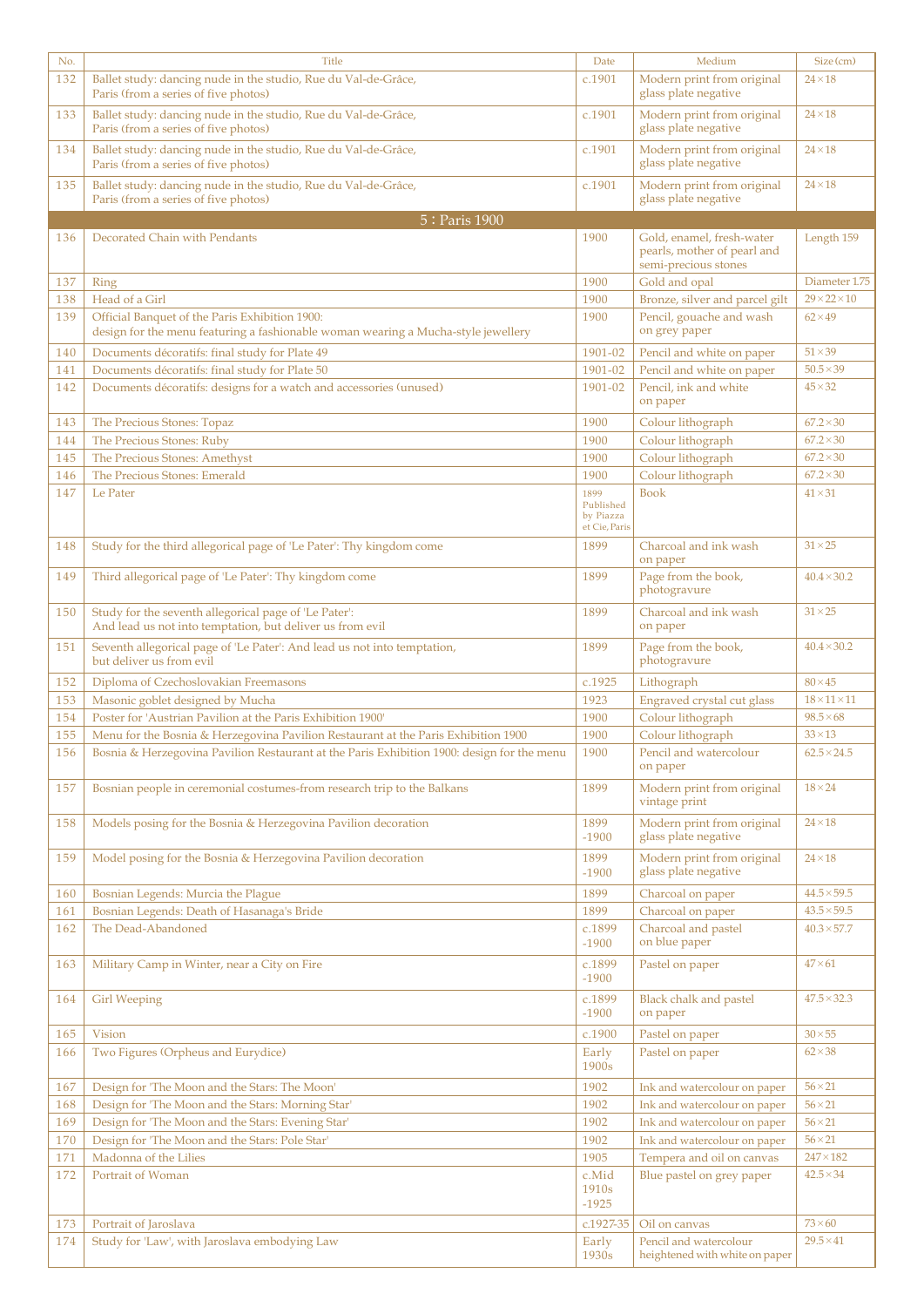| No. | Title | Date | Medium | Size (cm) |
|---|---|---|---|---|
| 132 | Ballet study: dancing nude in the studio, Rue du Val-de-Grâce, Paris (from a series of five photos) | c.1901 | Modern print from original glass plate negative | 24×18 |
| 133 | Ballet study: dancing nude in the studio, Rue du Val-de-Grâce, Paris (from a series of five photos) | c.1901 | Modern print from original glass plate negative | 24×18 |
| 134 | Ballet study: dancing nude in the studio, Rue du Val-de-Grâce, Paris (from a series of five photos) | c.1901 | Modern print from original glass plate negative | 24×18 |
| 135 | Ballet study: dancing nude in the studio, Rue du Val-de-Grâce, Paris (from a series of five photos) | c.1901 | Modern print from original glass plate negative | 24×18 |
| | **5 : Paris 1900** | | | |
| 136 | Decorated Chain with Pendants | 1900 | Gold, enamel, fresh-water pearls, mother of pearl and semi-precious stones | Length 159 |
| 137 | Ring | 1900 | Gold and opal | Diameter 1.75 |
| 138 | Head of a Girl | 1900 | Bronze, silver and parcel gilt | 29×22×10 |
| 139 | Official Banquet of the Paris Exhibition 1900: design for the menu featuring a fashionable woman wearing a Mucha-style jewellery | 1900 | Pencil, gouache and wash on grey paper | 62×49 |
| 140 | Documents décoratifs: final study for Plate 49 | 1901-02 | Pencil and white on paper | 51×39 |
| 141 | Documents décoratifs: final study for Plate 50 | 1901-02 | Pencil and white on paper | 50.5×39 |
| 142 | Documents décoratifs: designs for a watch and accessories (unused) | 1901-02 | Pencil, ink and white on paper | 45×32 |
| 143 | The Precious Stones: Topaz | 1900 | Colour lithograph | 67.2×30 |
| 144 | The Precious Stones: Ruby | 1900 | Colour lithograph | 67.2×30 |
| 145 | The Precious Stones: Amethyst | 1900 | Colour lithograph | 67.2×30 |
| 146 | The Precious Stones: Emerald | 1900 | Colour lithograph | 67.2×30 |
| 147 | Le Pater | 1899 Published by Piazza et Cie, Paris | Book | 41×31 |
| 148 | Study for the third allegorical page of 'Le Pater': Thy kingdom come | 1899 | Charcoal and ink wash on paper | 31×25 |
| 149 | Third allegorical page of 'Le Pater': Thy kingdom come | 1899 | Page from the book, photogravure | 40.4×30.2 |
| 150 | Study for the seventh allegorical page of 'Le Pater': And lead us not into temptation, but deliver us from evil | 1899 | Charcoal and ink wash on paper | 31×25 |
| 151 | Seventh allegorical page of 'Le Pater': And lead us not into temptation, but deliver us from evil | 1899 | Page from the book, photogravure | 40.4×30.2 |
| 152 | Diploma of Czechoslovakian Freemasons | c.1925 | Lithograph | 80×45 |
| 153 | Masonic goblet designed by Mucha | 1923 | Engraved crystal cut glass | 18×11×11 |
| 154 | Poster for 'Austrian Pavilion at the Paris Exhibition 1900' | 1900 | Colour lithograph | 98.5×68 |
| 155 | Menu for the Bosnia & Herzegovina Pavilion Restaurant at the Paris Exhibition 1900 | 1900 | Colour lithograph | 33×13 |
| 156 | Bosnia & Herzegovina Pavilion Restaurant at the Paris Exhibition 1900: design for the menu | 1900 | Pencil and watercolour on paper | 62.5×24.5 |
| 157 | Bosnian people in ceremonial costumes-from research trip to the Balkans | 1899 | Modern print from original vintage print | 18×24 |
| 158 | Models posing for the Bosnia & Herzegovina Pavilion decoration | 1899 -1900 | Modern print from original glass plate negative | 24×18 |
| 159 | Model posing for the Bosnia & Herzegovina Pavilion decoration | 1899 -1900 | Modern print from original glass plate negative | 24×18 |
| 160 | Bosnian Legends: Murcia the Plague | 1899 | Charcoal on paper | 44.5×59.5 |
| 161 | Bosnian Legends: Death of Hasanaga's Bride | 1899 | Charcoal on paper | 43.5×59.5 |
| 162 | The Dead-Abandoned | c.1899 -1900 | Charcoal and pastel on blue paper | 40.3×57.7 |
| 163 | Military Camp in Winter, near a City on Fire | c.1899 -1900 | Pastel on paper | 47×61 |
| 164 | Girl Weeping | c.1899 -1900 | Black chalk and pastel on paper | 47.5×32.3 |
| 165 | Vision | c.1900 | Pastel on paper | 30×55 |
| 166 | Two Figures (Orpheus and Eurydice) | Early 1900s | Pastel on paper | 62×38 |
| 167 | Design for 'The Moon and the Stars: The Moon' | 1902 | Ink and watercolour on paper | 56×21 |
| 168 | Design for 'The Moon and the Stars: Morning Star' | 1902 | Ink and watercolour on paper | 56×21 |
| 169 | Design for 'The Moon and the Stars: Evening Star' | 1902 | Ink and watercolour on paper | 56×21 |
| 170 | Design for 'The Moon and the Stars: Pole Star' | 1902 | Ink and watercolour on paper | 56×21 |
| 171 | Madonna of the Lilies | 1905 | Tempera and oil on canvas | 247×182 |
| 172 | Portrait of Woman | c.Mid 1910s -1925 | Blue pastel on grey paper | 42.5×34 |
| 173 | Portrait of Jaroslava | c.1927-35 | Oil on canvas | 73×60 |
| 174 | Study for 'Law', with Jaroslava embodying Law | Early 1930s | Pencil and watercolour heightened with white on paper | 29.5×41 |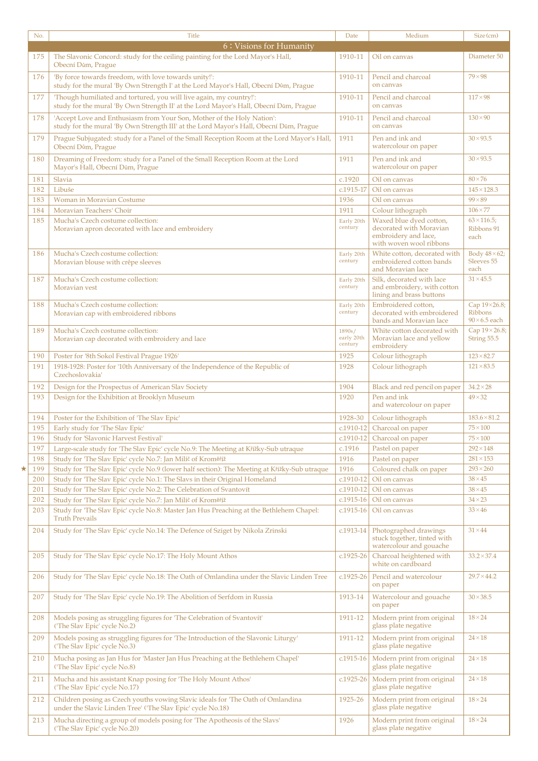| No. | Title | Date | Medium | Size (cm) |
|---|---|---|---|---|
| | **6：Visions for Humanity** | | | |
| 175 | The Slavonic Concord: study for the ceiling painting for the Lord Mayor's Hall, Obecní Dům, Prague | 1910-11 | Oil on canvas | Diameter 50 |
| 176 | 'By force towards freedom, with love towards unity!': study for the mural 'By Own Strength I' at the Lord Mayor's Hall, Obecní Dům, Prague | 1910-11 | Pencil and charcoal on canvas | 79×98 |
| 177 | 'Though humiliated and tortured, you will live again, my country!': study for the mural 'By Own Strength II' at the Lord Mayor's Hall, Obecní Dům, Prague | 1910-11 | Pencil and charcoal on canvas | 117×98 |
| 178 | 'Accept Love and Enthusiasm from Your Son, Mother of the Holy Nation': study for the mural 'By Own Strength III' at the Lord Mayor's Hall, Obecní Dům, Prague | 1910-11 | Pencil and charcoal on canvas | 130×90 |
| 179 | Prague Subjugated: study for a Panel of the Small Reception Room at the Lord Mayor's Hall, Obecní Dům, Prague | 1911 | Pen and ink and watercolour on paper | 30×93.5 |
| 180 | Dreaming of Freedom: study for a Panel of the Small Reception Room at the Lord Mayor's Hall, Obecní Dům, Prague | 1911 | Pen and ink and watercolour on paper | 30×93.5 |
| 181 | Slavia | c.1920 | Oil on canvas | 80×76 |
| 182 | Libuše | c.1915-17 | Oil on canvas | 145×128.3 |
| 183 | Woman in Moravian Costume | 1936 | Oil on canvas | 99×89 |
| 184 | Moravian Teachers' Choir | 1911 | Colour lithograph | 106×77 |
| 185 | Mucha's Czech costume collection: Moravian apron decorated with lace and embroidery | Early 20th century | Waxed blue dyed cotton, decorated with Moravian embroidery and lace, with woven wool ribbons | 63×116.5; Ribbons 91 each |
| 186 | Mucha's Czech costume collection: Moravian blouse with crêpe sleeves | Early 20th century | White cotton, decorated with embroidered cotton bands and Moravian lace | Body 48×62; Sleeves 55 each |
| 187 | Mucha's Czech costume collection: Moravian vest | Early 20th century | Silk, decorated with lace and embroidery, with cotton lining and brass buttons | 31×45.5 |
| 188 | Mucha's Czech costume collection: Moravian cap with embroidered ribbons | Early 20th century | Embroidered cotton, decorated with embroidered bands and Moravian lace | Cap 19×26.8; Ribbons 90×6.5 each |
| 189 | Mucha's Czech costume collection: Moravian cap decorated with embroidery and lace | 1890s/ early 20th century | White cotton decorated with Moravian lace and yellow embroidery | Cap 19×26.8; String 55.5 |
| 190 | Poster for '8th Sokol Festival Prague 1926' | 1925 | Colour lithograph | 123×82.7 |
| 191 | 1918-1928: Poster for '10th Anniversary of the Independence of the Republic of Czechoslovakia' | 1928 | Colour lithograph | 121×83.5 |
| 192 | Design for the Prospectus of American Slav Society | 1904 | Black and red pencil on paper | 34.2×28 |
| 193 | Design for the Exhibition at Brooklyn Museum | 1920 | Pen and ink and watercolour on paper | 49×32 |
| 194 | Poster for the Exhibition of 'The Slav Epic' | 1928-30 | Colour lithograph | 183.6×81.2 |
| 195 | Early study for 'The Slav Epic' | c.1910-12 | Charcoal on paper | 75×100 |
| 196 | Study for 'Slavonic Harvest Festival' | c.1910-12 | Charcoal on paper | 75×100 |
| 197 | Large-scale study for 'The Slav Epic' cycle No.9: The Meeting at Křížky-Sub utraque | c.1916 | Pastel on paper | 292×148 |
| 198 | Study for 'The Slav Epic' cycle No.7: Jan Milíč of Kroměříž | 1916 | Pastel on paper | 281×153 |
| ★ 199 | Study for 'The Slav Epic' cycle No.9 (lower half section): The Meeting at Křížky-Sub utraque | 1916 | Coloured chalk on paper | 293×260 |
| 200 | Study for 'The Slav Epic' cycle No.1: The Slavs in their Original Homeland | c.1910-12 | Oil on canvas | 38×45 |
| 201 | Study for 'The Slav Epic' cycle No.2: The Celebration of Svantovít | c.1910-12 | Oil on canvas | 38×45 |
| 202 | Study for 'The Slav Epic' cycle No.7: Jan Milíč of Kroměříž | c.1915-16 | Oil on canvas | 34×23 |
| 203 | Study for 'The Slav Epic' cycle No.8: Master Jan Hus Preaching at the Bethlehem Chapel: Truth Prevails | c.1915-16 | Oil on canvas | 33×46 |
| 204 | Study for 'The Slav Epic' cycle No.14: The Defence of Sziget by Nikola Zrinski | c.1913-14 | Photographed drawings stuck together, tinted with watercolour and gouache | 31×44 |
| 205 | Study for 'The Slav Epic' cycle No.17: The Holy Mount Athos | c.1925-26 | Charcoal heightened with white on cardboard | 33.2×37.4 |
| 206 | Study for 'The Slav Epic' cycle No.18: The Oath of Omlandina under the Slavic Linden Tree | c.1925-26 | Pencil and watercolour on paper | 29.7×44.2 |
| 207 | Study for 'The Slav Epic' cycle No.19: The Abolition of Serfdom in Russia | 1913-14 | Watercolour and gouache on paper | 30×38.5 |
| 208 | Models posing as struggling figures for 'The Celebration of Svantovít' ('The Slav Epic' cycle No.2) | 1911-12 | Modern print from original glass plate negative | 18×24 |
| 209 | Models posing as struggling figures for 'The Introduction of the Slavonic Liturgy' ('The Slav Epic' cycle No.3) | 1911-12 | Modern print from original glass plate negative | 24×18 |
| 210 | Mucha posing as Jan Hus for 'Master Jan Hus Preaching at the Bethlehem Chapel' ('The Slav Epic' cycle No.8) | c.1915-16 | Modern print from original glass plate negative | 24×18 |
| 211 | Mucha and his assistant Knap posing for 'The Holy Mount Athos' ('The Slav Epic' cycle No.17) | c.1925-26 | Modern print from original glass plate negative | 24×18 |
| 212 | Children posing as Czech youths vowing Slavic ideals for 'The Oath of Omlandina under the Slavic Linden Tree' ('The Slav Epic' cycle No.18) | 1925-26 | Modern print from original glass plate negative | 18×24 |
| 213 | Mucha directing a group of models posing for 'The Apotheosis of the Slavs' ('The Slav Epic' cycle No.20) | 1926 | Modern print from original glass plate negative | 18×24 |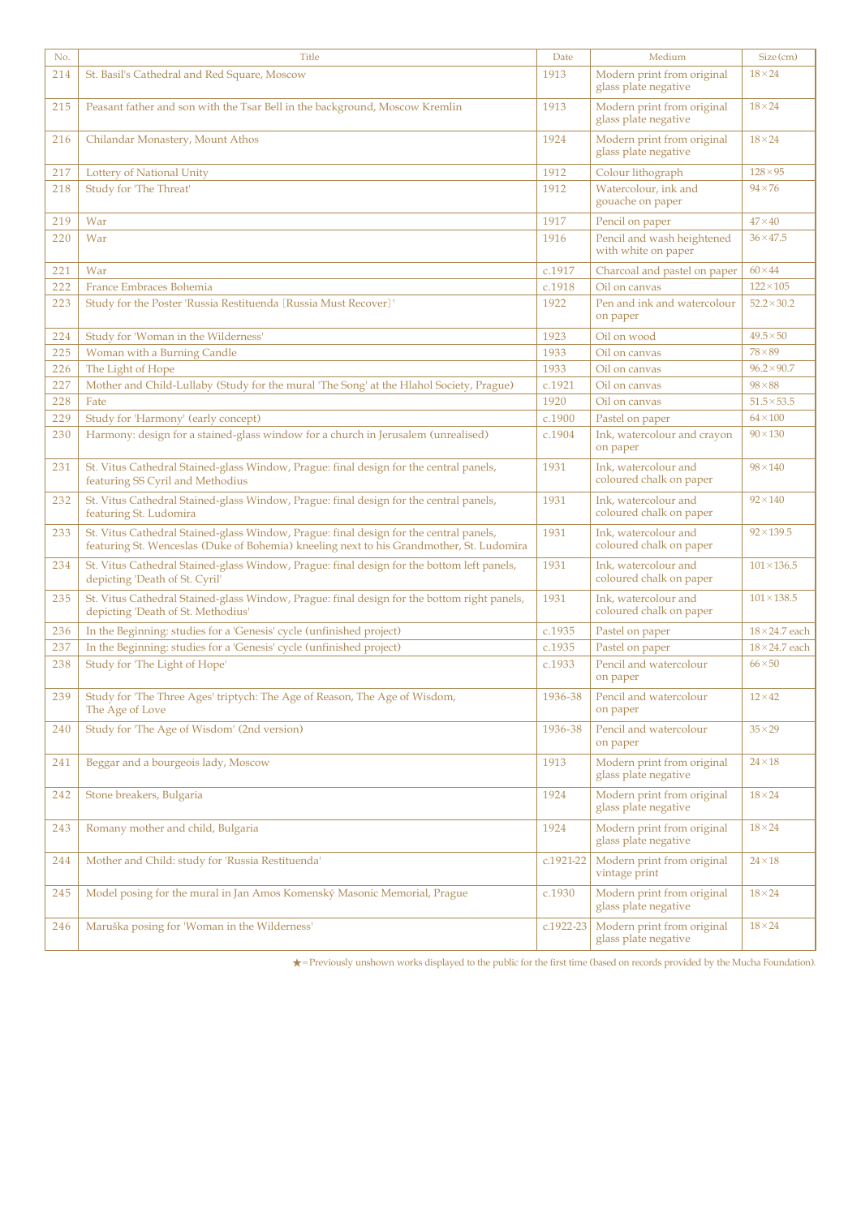| No. | Title | Date | Medium | Size (cm) |
|---|---|---|---|---|
| 214 | St. Basil's Cathedral and Red Square, Moscow | 1913 | Modern print from original glass plate negative | 18×24 |
| 215 | Peasant father and son with the Tsar Bell in the background, Moscow Kremlin | 1913 | Modern print from original glass plate negative | 18×24 |
| 216 | Chilandar Monastery, Mount Athos | 1924 | Modern print from original glass plate negative | 18×24 |
| 217 | Lottery of National Unity | 1912 | Colour lithograph | 128×95 |
| 218 | Study for 'The Threat' | 1912 | Watercolour, ink and gouache on paper | 94×76 |
| 219 | War | 1917 | Pencil on paper | 47×40 |
| 220 | War | 1916 | Pencil and wash heightened with white on paper | 36×47.5 |
| 221 | War | c.1917 | Charcoal and pastel on paper | 60×44 |
| 222 | France Embraces Bohemia | c.1918 | Oil on canvas | 122×105 |
| 223 | Study for the Poster 'Russia Restituenda [Russia Must Recover]' | 1922 | Pen and ink and watercolour on paper | 52.2×30.2 |
| 224 | Study for 'Woman in the Wilderness' | 1923 | Oil on wood | 49.5×50 |
| 225 | Woman with a Burning Candle | 1933 | Oil on canvas | 78×89 |
| 226 | The Light of Hope | 1933 | Oil on canvas | 96.2×90.7 |
| 227 | Mother and Child-Lullaby (Study for the mural 'The Song' at the Hlahol Society, Prague) | c.1921 | Oil on canvas | 98×88 |
| 228 | Fate | 1920 | Oil on canvas | 51.5×53.5 |
| 229 | Study for 'Harmony' (early concept) | c.1900 | Pastel on paper | 64×100 |
| 230 | Harmony: design for a stained-glass window for a church in Jerusalem (unrealised) | c.1904 | Ink, watercolour and crayon on paper | 90×130 |
| 231 | St. Vitus Cathedral Stained-glass Window, Prague: final design for the central panels, featuring SS Cyril and Methodius | 1931 | Ink, watercolour and coloured chalk on paper | 98×140 |
| 232 | St. Vitus Cathedral Stained-glass Window, Prague: final design for the central panels, featuring St. Ludomira | 1931 | Ink, watercolour and coloured chalk on paper | 92×140 |
| 233 | St. Vitus Cathedral Stained-glass Window, Prague: final design for the central panels, featuring St. Wenceslas (Duke of Bohemia) kneeling next to his Grandmother, St. Ludomira | 1931 | Ink, watercolour and coloured chalk on paper | 92×139.5 |
| 234 | St. Vitus Cathedral Stained-glass Window, Prague: final design for the bottom left panels, depicting 'Death of St. Cyril' | 1931 | Ink, watercolour and coloured chalk on paper | 101×136.5 |
| 235 | St. Vitus Cathedral Stained-glass Window, Prague: final design for the bottom right panels, depicting 'Death of St. Methodius' | 1931 | Ink, watercolour and coloured chalk on paper | 101×138.5 |
| 236 | In the Beginning: studies for a 'Genesis' cycle (unfinished project) | c.1935 | Pastel on paper | 18×24.7 each |
| 237 | In the Beginning: studies for a 'Genesis' cycle (unfinished project) | c.1935 | Pastel on paper | 18×24.7 each |
| 238 | Study for 'The Light of Hope' | c.1933 | Pencil and watercolour on paper | 66×50 |
| 239 | Study for 'The Three Ages' triptych: The Age of Reason, The Age of Wisdom, The Age of Love | 1936-38 | Pencil and watercolour on paper | 12×42 |
| 240 | Study for 'The Age of Wisdom' (2nd version) | 1936-38 | Pencil and watercolour on paper | 35×29 |
| 241 | Beggar and a bourgeois lady, Moscow | 1913 | Modern print from original glass plate negative | 24×18 |
| 242 | Stone breakers, Bulgaria | 1924 | Modern print from original glass plate negative | 18×24 |
| 243 | Romany mother and child, Bulgaria | 1924 | Modern print from original glass plate negative | 18×24 |
| 244 | Mother and Child: study for 'Russia Restituenda' | c.1921-22 | Modern print from original vintage print | 24×18 |
| 245 | Model posing for the mural in Jan Amos Komenský Masonic Memorial, Prague | c.1930 | Modern print from original glass plate negative | 18×24 |
| 246 | Maruška posing for 'Woman in the Wilderness' | c.1922-23 | Modern print from original glass plate negative | 18×24 |

★=Previously unshown works displayed to the public for the first time (based on records provided by the Mucha Foundation).